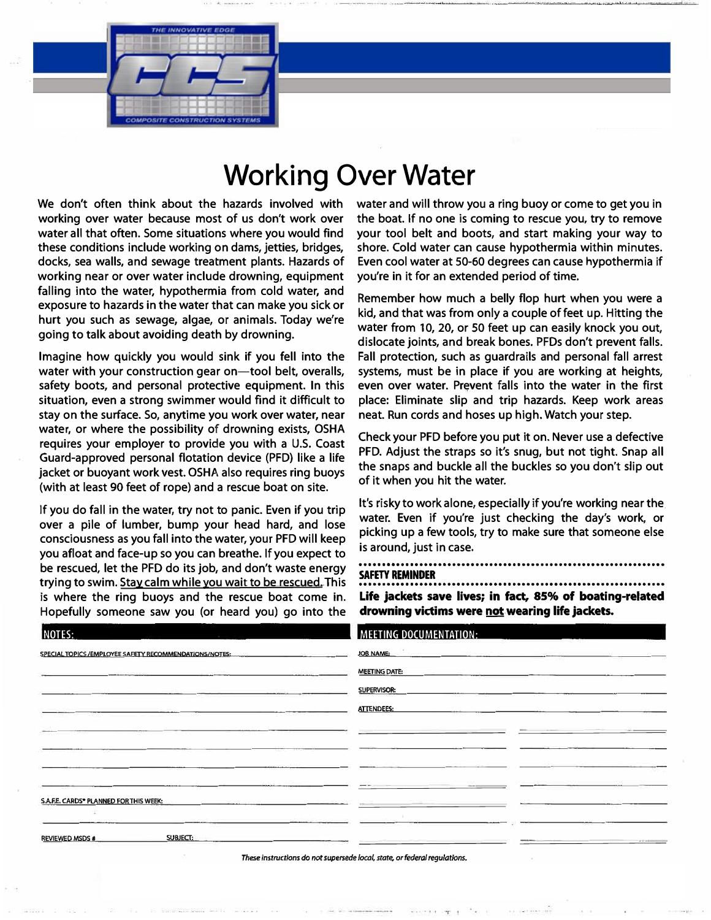THE INNOVATIVE EDGE

CCS

COMPOSITE CONSTRUCTION SYSTEMS

# Working Over Water

We don't often think about the hazards involved with working over water because most of us don't work over water all that often. Some situations where you would find these conditions include working on dams, jetties, bridges, docks, sea walls, and sewage treatment plants. Hazards of working near or over water include drowning, equipment falling into the water, hypothermia from cold water, and exposure to hazards in the water that can make you sick or hurt you such as sewage, algae, or animals. Today we're going to talk about avoiding death by drowning.

Imagine how quickly you would sink if you fell into the water with your construction gear on—tool belt, overalls, safety boots, and personal protective equipment. In this situation, even a strong swimmer would find it difficult to stay on the surface. So, anytime you work over water, near water, or where the possibility of drowning exists, OSHA requires your employer to provide you with a U.S. Coast Guard-approved personal flotation device (PFD) like a life jacket or buoyant work vest. OSHA also requires ring buoys (with at least 90 feet of rope) and a rescue boat on site.

If you do fall in the water, try not to panic. Even if you trip over a pile of lumber, bump your head hard, and lose consciousness as you fall into the water, your PFD will keep you afloat and face-up so you can breathe. If you expect to be rescued, let the PFD do its job, and don't waste energy trying to swim. <u>Stay calm while you wait to be rescued.</u> This is where the ring buoys and the rescue boat come in. Hopefully someone saw you (or heard you) go into the water and will throw you a ring buoy or come to get you in the boat. If no one is coming to rescue you, try to remove your tool belt and boots, and start making your way to shore. Cold water can cause hypothermia within minutes. Even cool water at 50-60 degrees can cause hypothermia if you're in it for an extended period of time.

Remember how much a belly flop hurt when you were a kid, and that was from only a couple of feet up. Hitting the water from 10, 20, or 50 feet up can easily knock you out, dislocate joints, and break bones. PFDs don't prevent falls. Fall protection, such as guardrails and personal fall arrest systems, must be in place if you are working at heights, even over water. Prevent falls into the water in the first place: Eliminate slip and trip hazards. Keep work areas neat. Run cords and hoses up high. Watch your step.

Check your PFD before you put it on. Never use a defective PFD. Adjust the straps so it's snug, but not tight. Snap all the snaps and buckle all the buckles so you don't slip out of it when you hit the water.

It's risky to work alone, especially if you're working near the water. Even if you're just checking the day's work, or picking up a few tools, try to make sure that someone else is around, just in case.

**SAFETY REMINDER**

**Life jackets save lives; in fact, 85% of boating-related drowning victims were <u>not</u> wearing life jackets.**

**NOTES:**

SPECIAL TOPICS/EMPLOYEE SAFETY RECOMMENDATIONS/NOTES: ____________________

____________________

____________________

____________________

____________________

____________________

____________________

S.A.F.E. CARDS* PLANNED FOR THIS WEEK: ____________________

____________________

REVIEWED MSDS # ________ SUBJECT: ____________________

**MEETING DOCUMENTATION:**

JOB NAME: ____________________

MEETING DATE: ____________________

SUPERVISOR: ____________________

ATTENDEES: ____________________

| | |
|---|---|
| | |
| | |
| | |
| | |
| | |
| | |

*These instructions do not supersede local, state, or federal regulations.*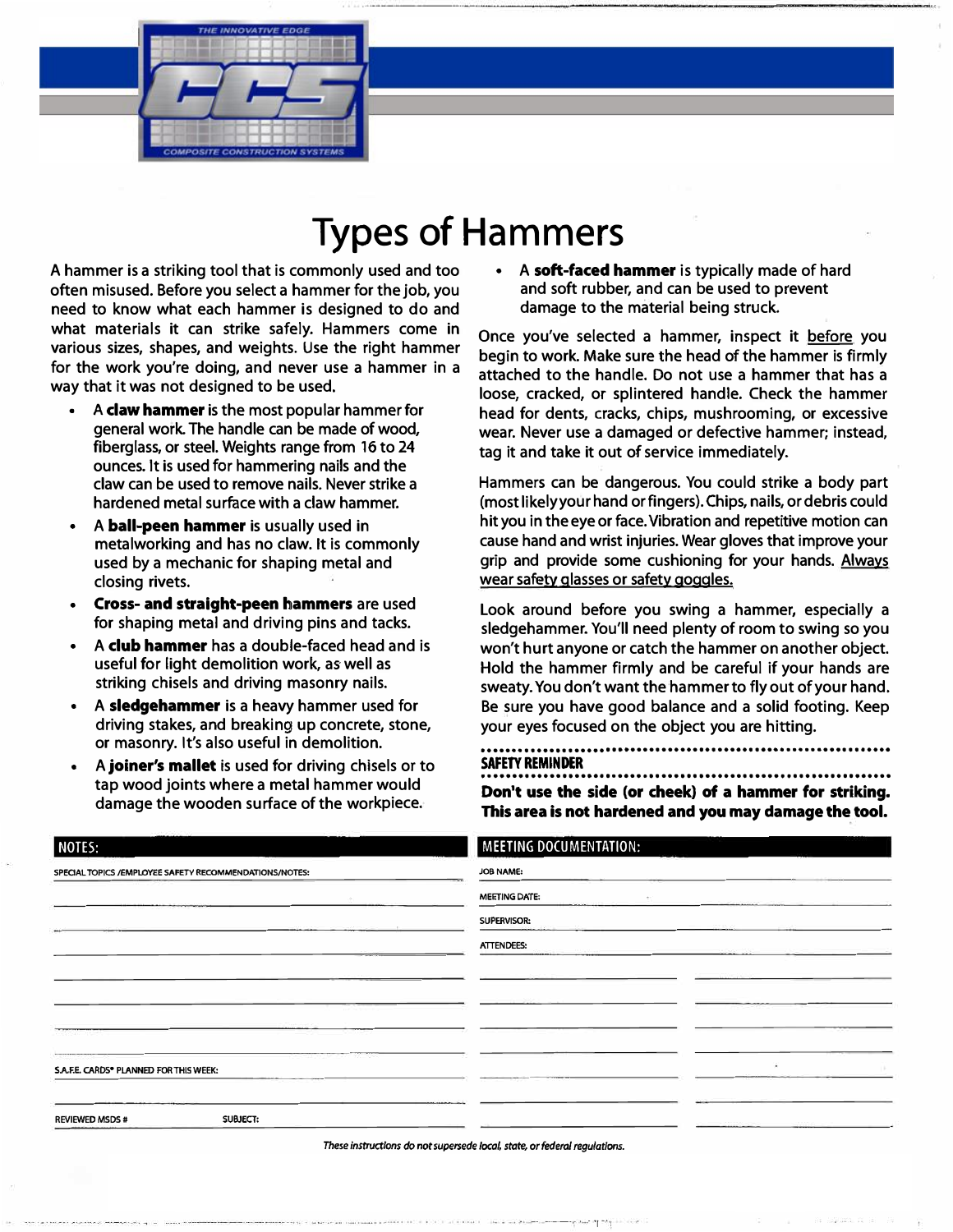# Types of Hammers

A hammer is a striking tool that is commonly used and too often misused. Before you select a hammer for the job, you need to know what each hammer is designed to do and what materials it can strike safely. Hammers come in various sizes, shapes, and weights. Use the right hammer for the work you're doing, and never use a hammer in a way that it was not designed to be used.

- A **claw hammer** is the most popular hammer for general work. The handle can be made of wood, fiberglass, or steel. Weights range from 16 to 24 ounces. It is used for hammering nails and the claw can be used to remove nails. Never strike a hardened metal surface with a claw hammer.
- A **ball-peen hammer** is usually used in metalworking and has no claw. It is commonly used by a mechanic for shaping metal and closing rivets.
- **Cross- and straight-peen hammers** are used for shaping metal and driving pins and tacks.
- A **club hammer** has a double-faced head and is useful for light demolition work, as well as striking chisels and driving masonry nails.
- A **sledgehammer** is a heavy hammer used for driving stakes, and breaking up concrete, stone, or masonry. It's also useful in demolition.
- A **joiner's mallet** is used for driving chisels or to tap wood joints where a metal hammer would damage the wooden surface of the workpiece.
- A **soft-faced hammer** is typically made of hard and soft rubber, and can be used to prevent damage to the material being struck.

Once you've selected a hammer, inspect it before you begin to work. Make sure the head of the hammer is firmly attached to the handle. Do not use a hammer that has a loose, cracked, or splintered handle. Check the hammer head for dents, cracks, chips, mushrooming, or excessive wear. Never use a damaged or defective hammer; instead, tag it and take it out of service immediately.

Hammers can be dangerous. You could strike a body part (most likely your hand or fingers). Chips, nails, or debris could hit you in the eye or face. Vibration and repetitive motion can cause hand and wrist injuries. Wear gloves that improve your grip and provide some cushioning for your hands. Always wear safety glasses or safety goggles.

Look around before you swing a hammer, especially a sledgehammer. You'll need plenty of room to swing so you won't hurt anyone or catch the hammer on another object. Hold the hammer firmly and be careful if your hands are sweaty. You don't want the hammer to fly out of your hand. Be sure you have good balance and a solid footing. Keep your eyes focused on the object you are hitting.

**SAFETY REMINDER**

**Don't use the side (or cheek) of a hammer for striking. This area is not hardened and you may damage the tool.**

**NOTES:**

SPECIAL TOPICS /EMPLOYEE SAFETY RECOMMENDATIONS/NOTES:

S.A.F.E. CARDS® PLANNED FOR THIS WEEK:

REVIEWED MSDS #  SUBJECT:

**MEETING DOCUMENTATION:**

JOB NAME:

MEETING DATE:

SUPERVISOR:

ATTENDEES:

*These instructions do not supersede local, state, or federal regulations.*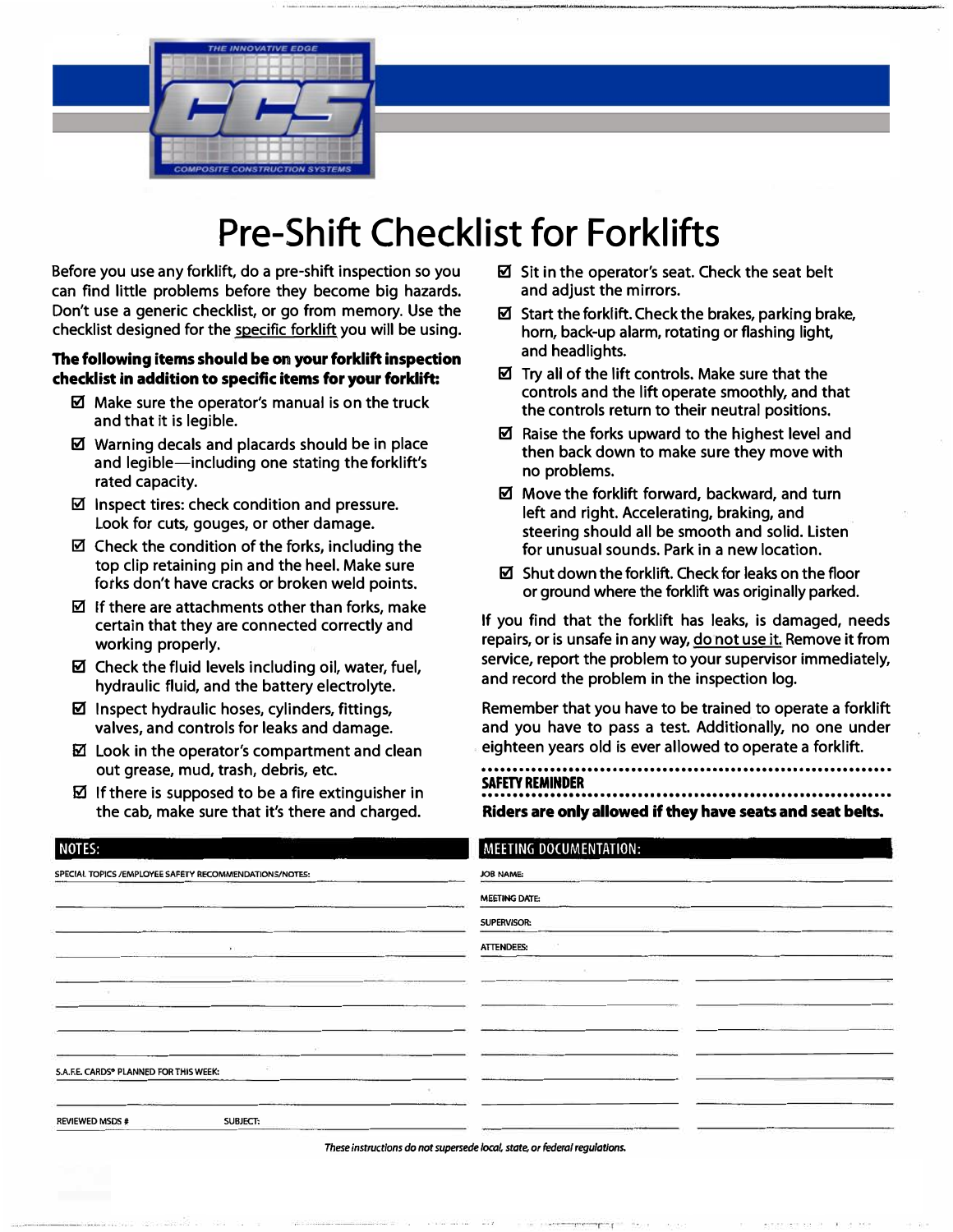THE INNOVATIVE EDGE

CCS

COMPOSITE CONSTRUCTION SYSTEMS

# Pre-Shift Checklist for Forklifts

Before you use any forklift, do a pre-shift inspection so you can find little problems before they become big hazards. Don't use a generic checklist, or go from memory. Use the checklist designed for the specific forklift you will be using.

**The following items should be on your forklift inspection checklist in addition to specific items for your forklift:**

- ☑ Make sure the operator's manual is on the truck and that it is legible.
- ☑ Warning decals and placards should be in place and legible—including one stating the forklift's rated capacity.
- ☑ Inspect tires: check condition and pressure. Look for cuts, gouges, or other damage.
- ☑ Check the condition of the forks, including the top clip retaining pin and the heel. Make sure forks don't have cracks or broken weld points.
- ☑ If there are attachments other than forks, make certain that they are connected correctly and working properly.
- ☑ Check the fluid levels including oil, water, fuel, hydraulic fluid, and the battery electrolyte.
- ☑ Inspect hydraulic hoses, cylinders, fittings, valves, and controls for leaks and damage.
- ☑ Look in the operator's compartment and clean out grease, mud, trash, debris, etc.
- ☑ If there is supposed to be a fire extinguisher in the cab, make sure that it's there and charged.
- ☑ Sit in the operator's seat. Check the seat belt and adjust the mirrors.
- ☑ Start the forklift. Check the brakes, parking brake, horn, back-up alarm, rotating or flashing light, and headlights.
- ☑ Try all of the lift controls. Make sure that the controls and the lift operate smoothly, and that the controls return to their neutral positions.
- ☑ Raise the forks upward to the highest level and then back down to make sure they move with no problems.
- ☑ Move the forklift forward, backward, and turn left and right. Accelerating, braking, and steering should all be smooth and solid. Listen for unusual sounds. Park in a new location.
- ☑ Shut down the forklift. Check for leaks on the floor or ground where the forklift was originally parked.

If you find that the forklift has leaks, is damaged, needs repairs, or is unsafe in any way, do not use it. Remove it from service, report the problem to your supervisor immediately, and record the problem in the inspection log.

Remember that you have to be trained to operate a forklift and you have to pass a test. Additionally, no one under eighteen years old is ever allowed to operate a forklift.

**SAFETY REMINDER**

**Riders are only allowed if they have seats and seat belts.**

## NOTES:

SPECIAL TOPICS /EMPLOYEE SAFETY RECOMMENDATIONS/NOTES: ______________________

______________________

______________________

______________________

______________________

______________________

______________________

S.A.F.E. CARDS® PLANNED FOR THIS WEEK: ______________________

______________________

REVIEWED MSDS # ____________ SUBJECT: ____________

## MEETING DOCUMENTATION:

JOB NAME: ______________________

MEETING DATE: ______________________

SUPERVISOR: ______________________

ATTENDEES: ______________________

| | |
|---|---|
| | |
| | |
| | |
| | |
| | |
| | |
| | |

*These instructions do not supersede local, state, or federal regulations.*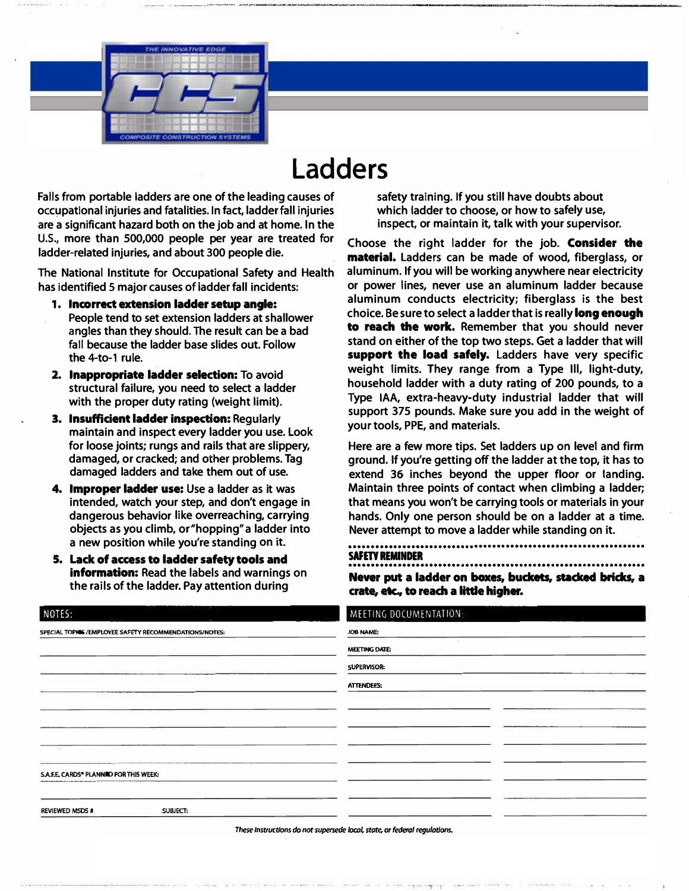# Ladders

Falls from portable ladders are one of the leading causes of occupational injuries and fatalities. In fact, ladder fall injuries are a significant hazard both on the job and at home. In the U.S., more than 500,000 people per year are treated for ladder-related injuries, and about 300 people die.

The National Institute for Occupational Safety and Health has identified 5 major causes of ladder fall incidents:

1. **Incorrect extension ladder setup angle:** People tend to set extension ladders at shallower angles than they should. The result can be a bad fall because the ladder base slides out. Follow the 4-to-1 rule.
2. **Inappropriate ladder selection:** To avoid structural failure, you need to select a ladder with the proper duty rating (weight limit).
3. **Insufficient ladder inspection:** Regularly maintain and inspect every ladder you use. Look for loose joints; rungs and rails that are slippery, damaged, or cracked; and other problems. Tag damaged ladders and take them out of use.
4. **Improper ladder use:** Use a ladder as it was intended, watch your step, and don't engage in dangerous behavior like overreaching, carrying objects as you climb, or "hopping" a ladder into a new position while you're standing on it.
5. **Lack of access to ladder safety tools and information:** Read the labels and warnings on the rails of the ladder. Pay attention during safety training. If you still have doubts about which ladder to choose, or how to safely use, inspect, or maintain it, talk with your supervisor.

Choose the right ladder for the job. **Consider the material.** Ladders can be made of wood, fiberglass, or aluminum. If you will be working anywhere near electricity or power lines, never use an aluminum ladder because aluminum conducts electricity; fiberglass is the best choice. Be sure to select a ladder that is really **long enough to reach the work.** Remember that you should never stand on either of the top two steps. Get a ladder that will **support the load safely.** Ladders have very specific weight limits. They range from a Type III, light-duty, household ladder with a duty rating of 200 pounds, to a Type IAA, extra-heavy-duty industrial ladder that will support 375 pounds. Make sure you add in the weight of your tools, PPE, and materials.

Here are a few more tips. Set ladders up on level and firm ground. If you're getting off the ladder at the top, it has to extend 36 inches beyond the upper floor or landing. Maintain three points of contact when climbing a ladder; that means you won't be carrying tools or materials in your hands. Only one person should be on a ladder at a time. Never attempt to move a ladder while standing on it.

**SAFETY REMINDER**

**Never put a ladder on boxes, buckets, stacked bricks, a crate, etc., to reach a little higher.**

**NOTES:**

SPECIAL TOPICS/EMPLOYEE SAFETY RECOMMENDATIONS/NOTES:

S.A.F.E. CARDS® PLANNED FOR THIS WEEK:

REVIEWED MSDS # SUBJECT:

**MEETING DOCUMENTATION:**

JOB NAME:

MEETING DATE:

SUPERVISOR:

ATTENDEES:

*These instructions do not supersede local, state, or federal regulations.*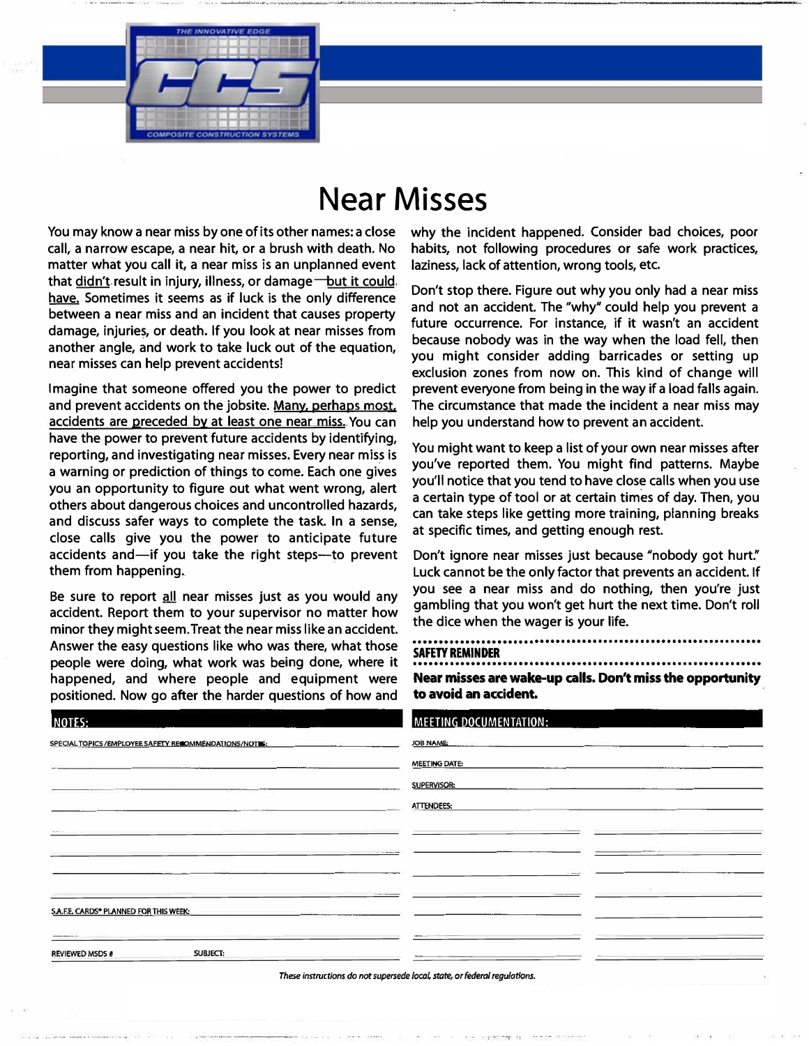# Near Misses

You may know a near miss by one of its other names: a close call, a narrow escape, a near hit, or a brush with death. No matter what you call it, a near miss is an unplanned event that didn't result in injury, illness, or damage—but it could have. Sometimes it seems as if luck is the only difference between a near miss and an incident that causes property damage, injuries, or death. If you look at near misses from another angle, and work to take luck out of the equation, near misses can help prevent accidents!

Imagine that someone offered you the power to predict and prevent accidents on the jobsite. Many, perhaps most, accidents are preceded by at least one near miss. You can have the power to prevent future accidents by identifying, reporting, and investigating near misses. Every near miss is a warning or prediction of things to come. Each one gives you an opportunity to figure out what went wrong, alert others about dangerous choices and uncontrolled hazards, and discuss safer ways to complete the task. In a sense, close calls give you the power to anticipate future accidents and—if you take the right steps—to prevent them from happening.

Be sure to report all near misses just as you would any accident. Report them to your supervisor no matter how minor they might seem. Treat the near miss like an accident. Answer the easy questions like who was there, what those people were doing, what work was being done, where it happened, and where people and equipment were positioned. Now go after the harder questions of how and why the incident happened. Consider bad choices, poor habits, not following procedures or safe work practices, laziness, lack of attention, wrong tools, etc.

Don't stop there. Figure out why you only had a near miss and not an accident. The "why" could help you prevent a future occurrence. For instance, if it wasn't an accident because nobody was in the way when the load fell, then you might consider adding barricades or setting up exclusion zones from now on. This kind of change will prevent everyone from being in the way if a load falls again. The circumstance that made the incident a near miss may help you understand how to prevent an accident.

You might want to keep a list of your own near misses after you've reported them. You might find patterns. Maybe you'll notice that you tend to have close calls when you use a certain type of tool or at certain times of day. Then, you can take steps like getting more training, planning breaks at specific times, and getting enough rest.

Don't ignore near misses just because "nobody got hurt." Luck cannot be the only factor that prevents an accident. If you see a near miss and do nothing, then you're just gambling that you won't get hurt the next time. Don't roll the dice when the wager is your life.

**SAFETY REMINDER**

**Near misses are wake-up calls. Don't miss the opportunity to avoid an accident.**

## NOTES:

SPECIAL TOPICS /EMPLOYEE SAFETY RECOMMENDATIONS/NOTES:

S.A.F.E. CARDS® PLANNED FOR THIS WEEK:

REVIEWED MSDS #          SUBJECT:

## MEETING DOCUMENTATION:

JOB NAME:

MEETING DATE:

SUPERVISOR:

ATTENDEES:

*These instructions do not supersede local, state, or federal regulations.*